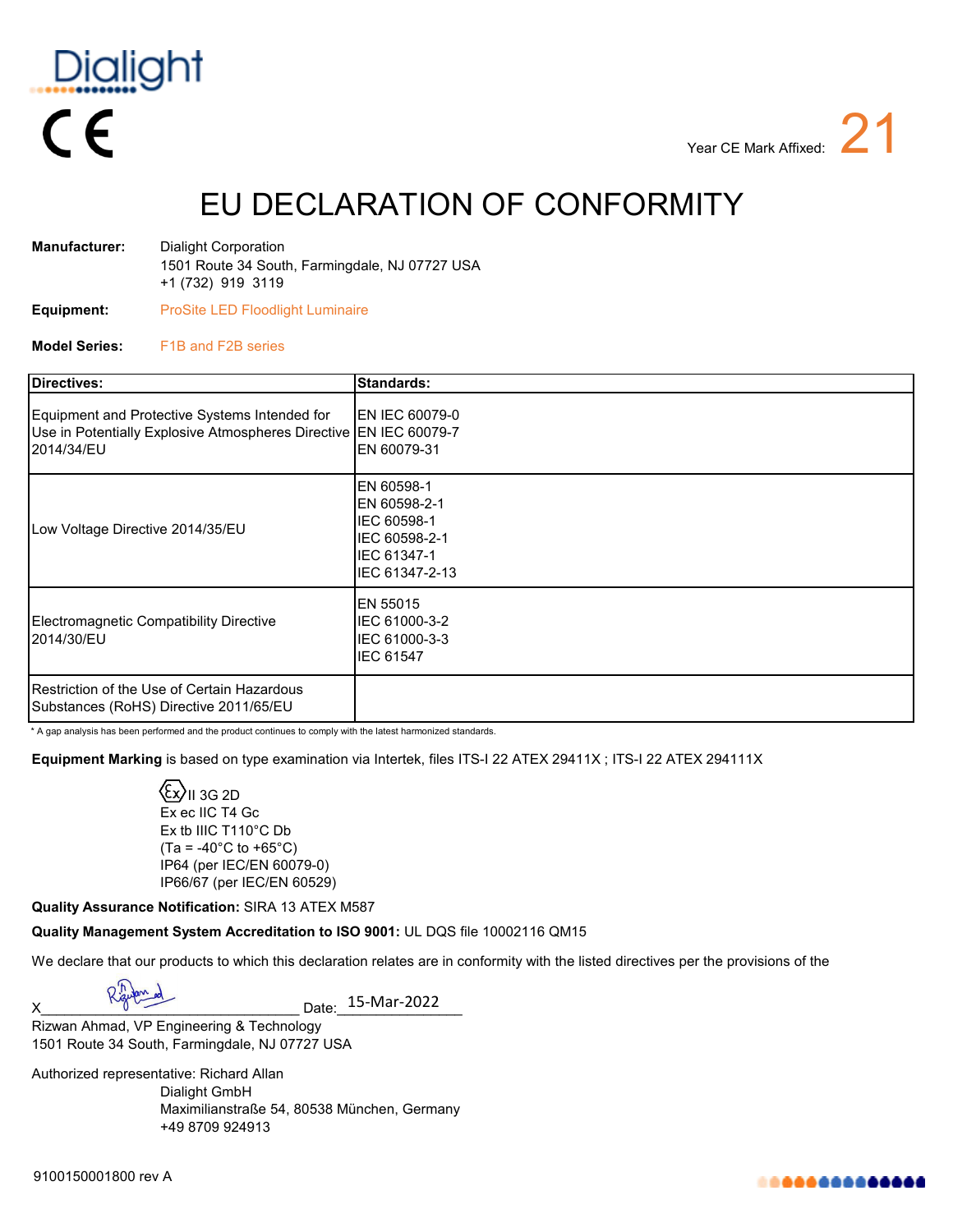Dialight

CE

Year CE Mark Affixed: 21

# EU DECLARATION OF CONFORMITY

**Manufacturer:** Dialight Corporation
1501 Route 34 South, Farmingdale, NJ 07727 USA
+1 (732) 919 3119

**Equipment:** ProSite LED Floodlight Luminaire

**Model Series:** F1B and F2B series

| Directives: | Standards: |
|---|---|
| Equipment and Protective Systems Intended for Use in Potentially Explosive Atmospheres Directive 2014/34/EU | EN IEC 60079-0<br>EN IEC 60079-7<br>EN 60079-31 |
| Low Voltage Directive 2014/35/EU | EN 60598-1<br>EN 60598-2-1<br>IEC 60598-1<br>IEC 60598-2-1<br>IEC 61347-1<br>IEC 61347-2-13 |
| Electromagnetic Compatibility Directive 2014/30/EU | EN 55015<br>IEC 61000-3-2<br>IEC 61000-3-3<br>IEC 61547 |
| Restriction of the Use of Certain Hazardous Substances (RoHS) Directive 2011/65/EU | |

* A gap analysis has been performed and the product continues to comply with the latest harmonized standards.

**Equipment Marking** is based on type examination via Intertek, files ITS-I 22 ATEX 29411X ; ITS-I 22 ATEX 294111X

Ex II 3G 2D
Ex ec IIC T4 Gc
Ex tb IIIC T110°C Db
(Ta = -40°C to +65°C)
IP64 (per IEC/EN 60079-0)
IP66/67 (per IEC/EN 60529)

**Quality Assurance Notification:** SIRA 13 ATEX M587

**Quality Management System Accreditation to ISO 9001:** UL DQS file 10002116 QM15

We declare that our products to which this declaration relates are in conformity with the listed directives per the provisions of the

X________________________________ Date: 15-Mar-2022

Rizwan Ahmad, VP Engineering & Technology
1501 Route 34 South, Farmingdale, NJ 07727 USA

Authorized representative: Richard Allan
Dialight GmbH
Maximilianstraße 54, 80538 München, Germany
+49 8709 924913

9100150001800 rev A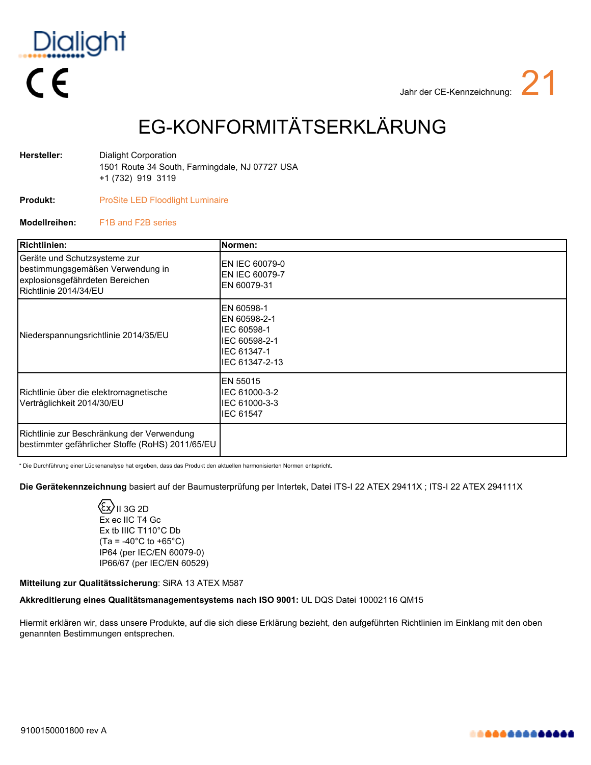Dialight

CE

Jahr der CE-Kennzeichnung: 21

# EG-KONFORMITÄTSERKLÄRUNG

**Hersteller:** Dialight Corporation
1501 Route 34 South, Farmingdale, NJ 07727 USA
+1 (732) 919 3119

**Produkt:** ProSite LED Floodlight Luminaire

**Modellreihen:** F1B and F2B series

| Richtlinien: | Normen: |
|---|---|
| Geräte und Schutzsysteme zur bestimmungsgemäßen Verwendung in explosionsgefährdeten Bereichen Richtlinie 2014/34/EU | EN IEC 60079-0<br>EN IEC 60079-7<br>EN 60079-31 |
| Niederspannungsrichtlinie 2014/35/EU | EN 60598-1<br>EN 60598-2-1<br>IEC 60598-1<br>IEC 60598-2-1<br>IEC 61347-1<br>IEC 61347-2-13 |
| Richtlinie über die elektromagnetische Verträglichkeit 2014/30/EU | EN 55015<br>IEC 61000-3-2<br>IEC 61000-3-3<br>IEC 61547 |
| Richtlinie zur Beschränkung der Verwendung bestimmter gefährlicher Stoffe (RoHS) 2011/65/EU | |

* Die Durchführung einer Lückenanalyse hat ergeben, dass das Produkt den aktuellen harmonisierten Normen entspricht.

**Die Gerätekennzeichnung** basiert auf der Baumusterprüfung per Intertek, Datei ITS-I 22 ATEX 29411X ; ITS-I 22 ATEX 294111X

Ex II 3G 2D
Ex ec IIC T4 Gc
Ex tb IIIC T110°C Db
(Ta = -40°C to +65°C)
IP64 (per IEC/EN 60079-0)
IP66/67 (per IEC/EN 60529)

**Mitteilung zur Qualitätssicherung**: SiRA 13 ATEX M587

**Akkreditierung eines Qualitätsmanagementsystems nach ISO 9001:** UL DQS Datei 10002116 QM15

Hiermit erklären wir, dass unsere Produkte, auf die sich diese Erklärung bezieht, den aufgeführten Richtlinien im Einklang mit den oben genannten Bestimmungen entsprechen.

9100150001800 rev A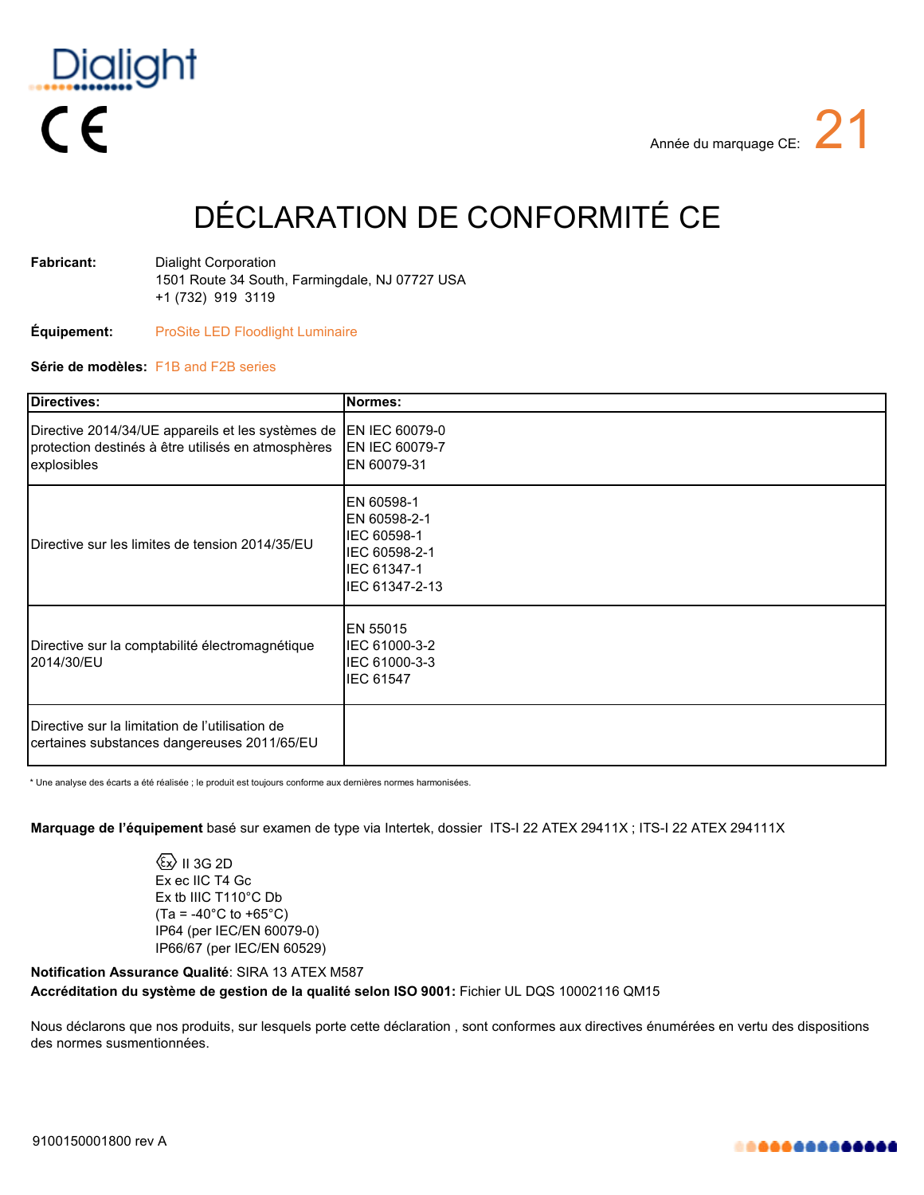Dialight

CE

Année du marquage CE: 21

# DÉCLARATION DE CONFORMITÉ CE

**Fabricant:** Dialight Corporation
1501 Route 34 South, Farmingdale, NJ 07727 USA
+1 (732) 919 3119

**Équipement:** ProSite LED Floodlight Luminaire

**Série de modèles:** F1B and F2B series

| Directives: | Normes: |
|---|---|
| Directive 2014/34/UE appareils et les systèmes de protection destinés à être utilisés en atmosphères explosibles | EN IEC 60079-0<br>EN IEC 60079-7<br>EN 60079-31 |
| Directive sur les limites de tension 2014/35/EU | EN 60598-1<br>EN 60598-2-1<br>IEC 60598-1<br>IEC 60598-2-1<br>IEC 61347-1<br>IEC 61347-2-13 |
| Directive sur la comptabilité électromagnétique 2014/30/EU | EN 55015<br>IEC 61000-3-2<br>IEC 61000-3-3<br>IEC 61547 |
| Directive sur la limitation de l'utilisation de certaines substances dangereuses 2011/65/EU | |

* Une analyse des écarts a été réalisée ; le produit est toujours conforme aux dernières normes harmonisées.

**Marquage de l'équipement** basé sur examen de type via Intertek, dossier ITS-I 22 ATEX 29411X ; ITS-I 22 ATEX 294111X

Ex II 3G 2D
Ex ec IIC T4 Gc
Ex tb IIIC T110°C Db
(Ta = -40°C to +65°C)
IP64 (per IEC/EN 60079-0)
IP66/67 (per IEC/EN 60529)

**Notification Assurance Qualité**: SIRA 13 ATEX M587
**Accréditation du système de gestion de la qualité selon ISO 9001:** Fichier UL DQS 10002116 QM15

Nous déclarons que nos produits, sur lesquels porte cette déclaration , sont conformes aux directives énumérées en vertu des dispositions des normes susmentionnées.

9100150001800 rev A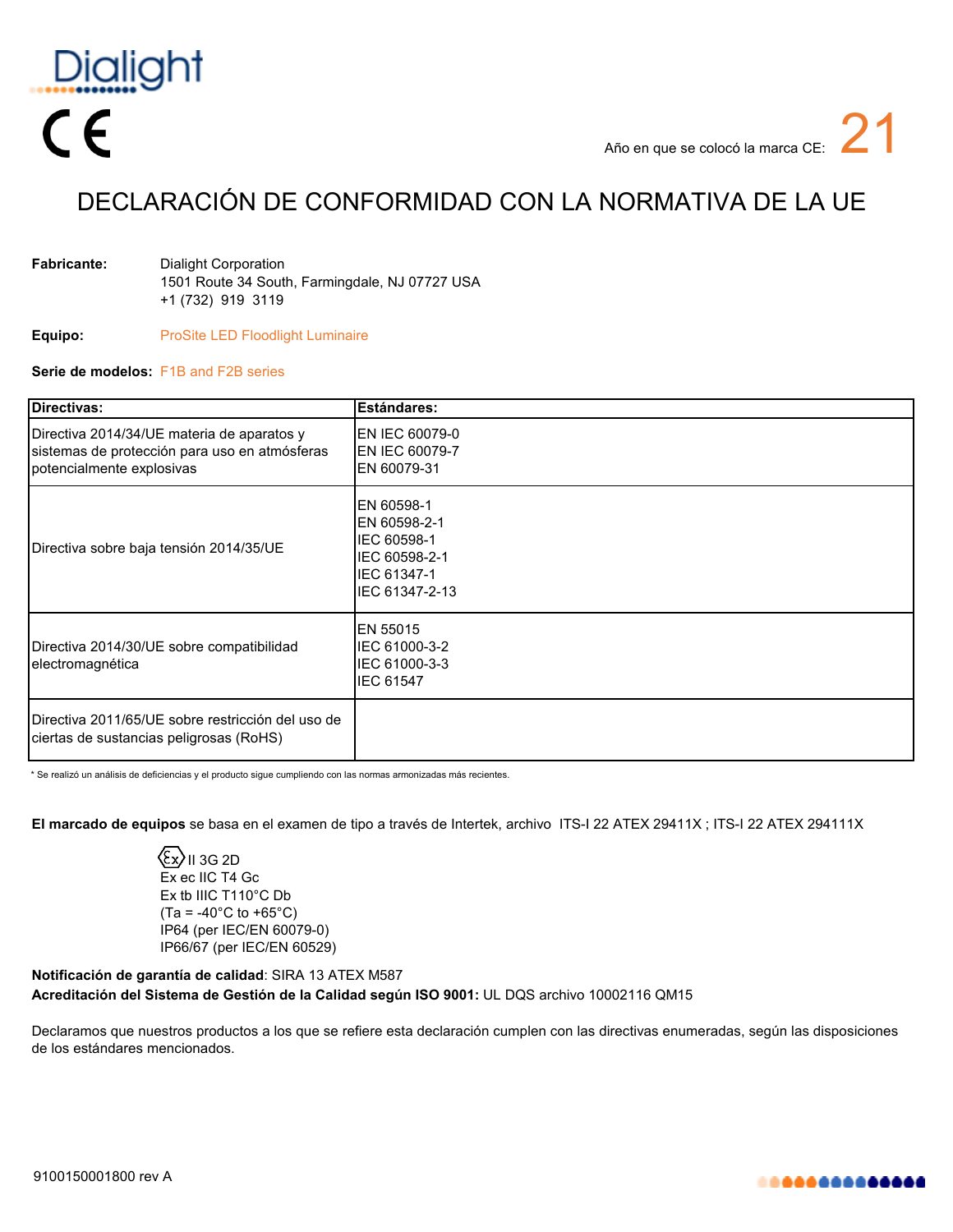Dialight

CE

Año en que se colocó la marca CE: 21

# DECLARACIÓN DE CONFORMIDAD CON LA NORMATIVA DE LA UE

**Fabricante:** Dialight Corporation
1501 Route 34 South, Farmingdale, NJ 07727 USA
+1 (732) 919 3119

**Equipo:** ProSite LED Floodlight Luminaire

**Serie de modelos:** F1B and F2B series

| Directivas: | Estándares: |
|---|---|
| Directiva 2014/34/UE materia de aparatos y sistemas de protección para uso en atmósferas potencialmente explosivas | EN IEC 60079-0<br>EN IEC 60079-7<br>EN 60079-31 |
| Directiva sobre baja tensión 2014/35/UE | EN 60598-1<br>EN 60598-2-1<br>IEC 60598-1<br>IEC 60598-2-1<br>IEC 61347-1<br>IEC 61347-2-13 |
| Directiva 2014/30/UE sobre compatibilidad electromagnética | EN 55015<br>IEC 61000-3-2<br>IEC 61000-3-3<br>IEC 61547 |
| Directiva 2011/65/UE sobre restricción del uso de ciertas de sustancias peligrosas (RoHS) | |

* Se realizó un análisis de deficiencias y el producto sigue cumpliendo con las normas armonizadas más recientes.

**El marcado de equipos** se basa en el examen de tipo a través de Intertek, archivo ITS-I 22 ATEX 29411X ; ITS-I 22 ATEX 294111X

Ex II 3G 2D
Ex ec IIC T4 Gc
Ex tb IIIC T110°C Db
(Ta = -40°C to +65°C)
IP64 (per IEC/EN 60079-0)
IP66/67 (per IEC/EN 60529)

**Notificación de garantía de calidad**: SIRA 13 ATEX M587
**Acreditación del Sistema de Gestión de la Calidad según ISO 9001:** UL DQS archivo 10002116 QM15

Declaramos que nuestros productos a los que se refiere esta declaración cumplen con las directivas enumeradas, según las disposiciones de los estándares mencionados.

9100150001800 rev A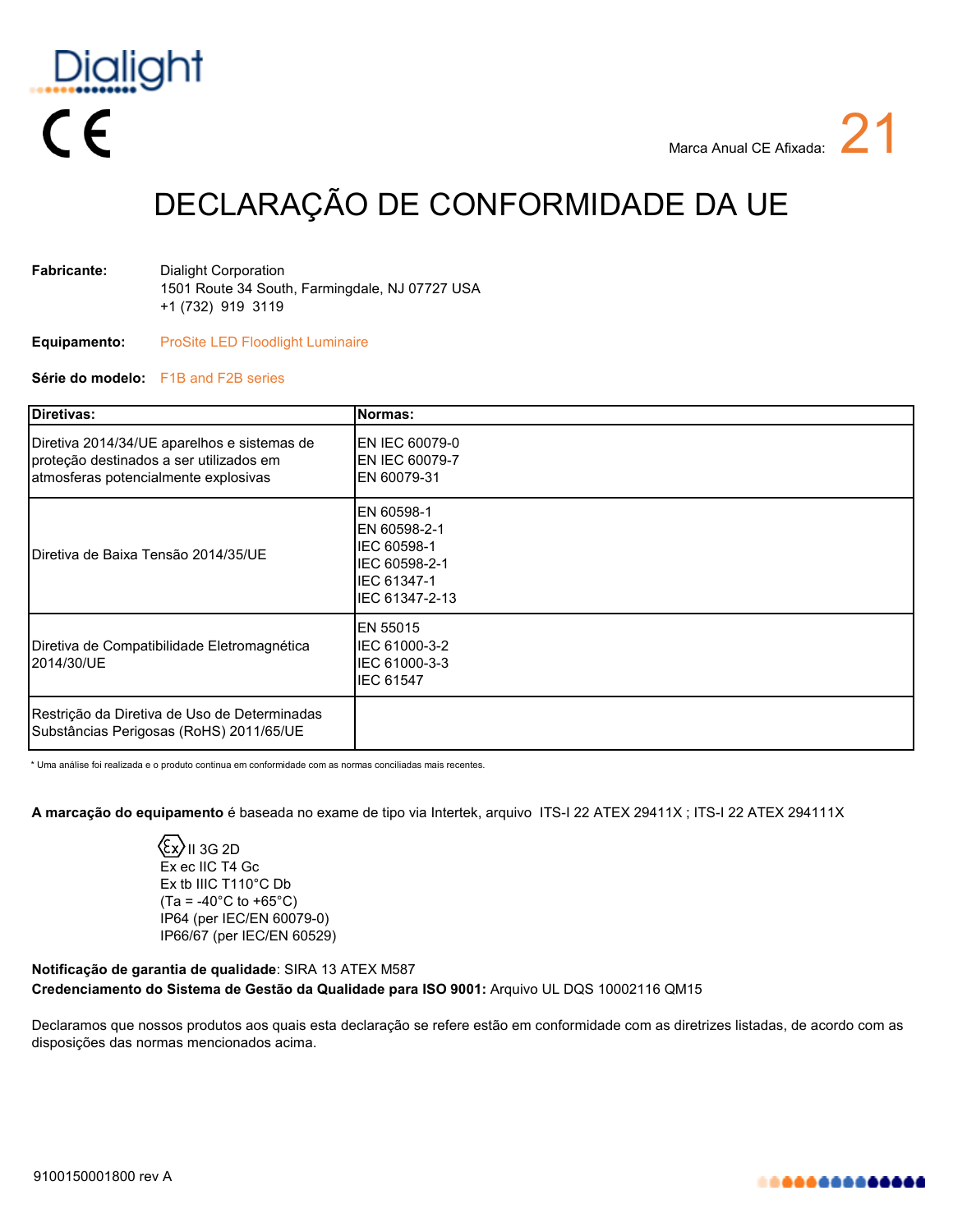Dialight

CE

Marca Anual CE Afixada: 21

# DECLARAÇÃO DE CONFORMIDADE DA UE

**Fabricante:** Dialight Corporation
1501 Route 34 South, Farmingdale, NJ 07727 USA
+1 (732) 919 3119

**Equipamento:** ProSite LED Floodlight Luminaire

**Série do modelo:** F1B and F2B series

| Diretivas: | Normas: |
|---|---|
| Diretiva 2014/34/UE aparelhos e sistemas de proteção destinados a ser utilizados em atmosferas potencialmente explosivas | EN IEC 60079-0<br>EN IEC 60079-7<br>EN 60079-31 |
| Diretiva de Baixa Tensão 2014/35/UE | EN 60598-1<br>EN 60598-2-1<br>IEC 60598-1<br>IEC 60598-2-1<br>IEC 61347-1<br>IEC 61347-2-13 |
| Diretiva de Compatibilidade Eletromagnética 2014/30/UE | EN 55015<br>IEC 61000-3-2<br>IEC 61000-3-3<br>IEC 61547 |
| Restrição da Diretiva de Uso de Determinadas Substâncias Perigosas (RoHS) 2011/65/UE | |

* Uma análise foi realizada e o produto continua em conformidade com as normas conciliadas mais recentes.

**A marcação do equipamento** é baseada no exame de tipo via Intertek, arquivo ITS-I 22 ATEX 29411X ; ITS-I 22 ATEX 294111X

Ex II 3G 2D
Ex ec IIC T4 Gc
Ex tb IIIC T110°C Db
(Ta = -40°C to +65°C)
IP64 (per IEC/EN 60079-0)
IP66/67 (per IEC/EN 60529)

**Notificação de garantia de qualidade**: SIRA 13 ATEX M587
**Credenciamento do Sistema de Gestão da Qualidade para ISO 9001:** Arquivo UL DQS 10002116 QM15

Declaramos que nossos produtos aos quais esta declaração se refere estão em conformidade com as diretrizes listadas, de acordo com as disposições das normas mencionados acima.

9100150001800 rev A